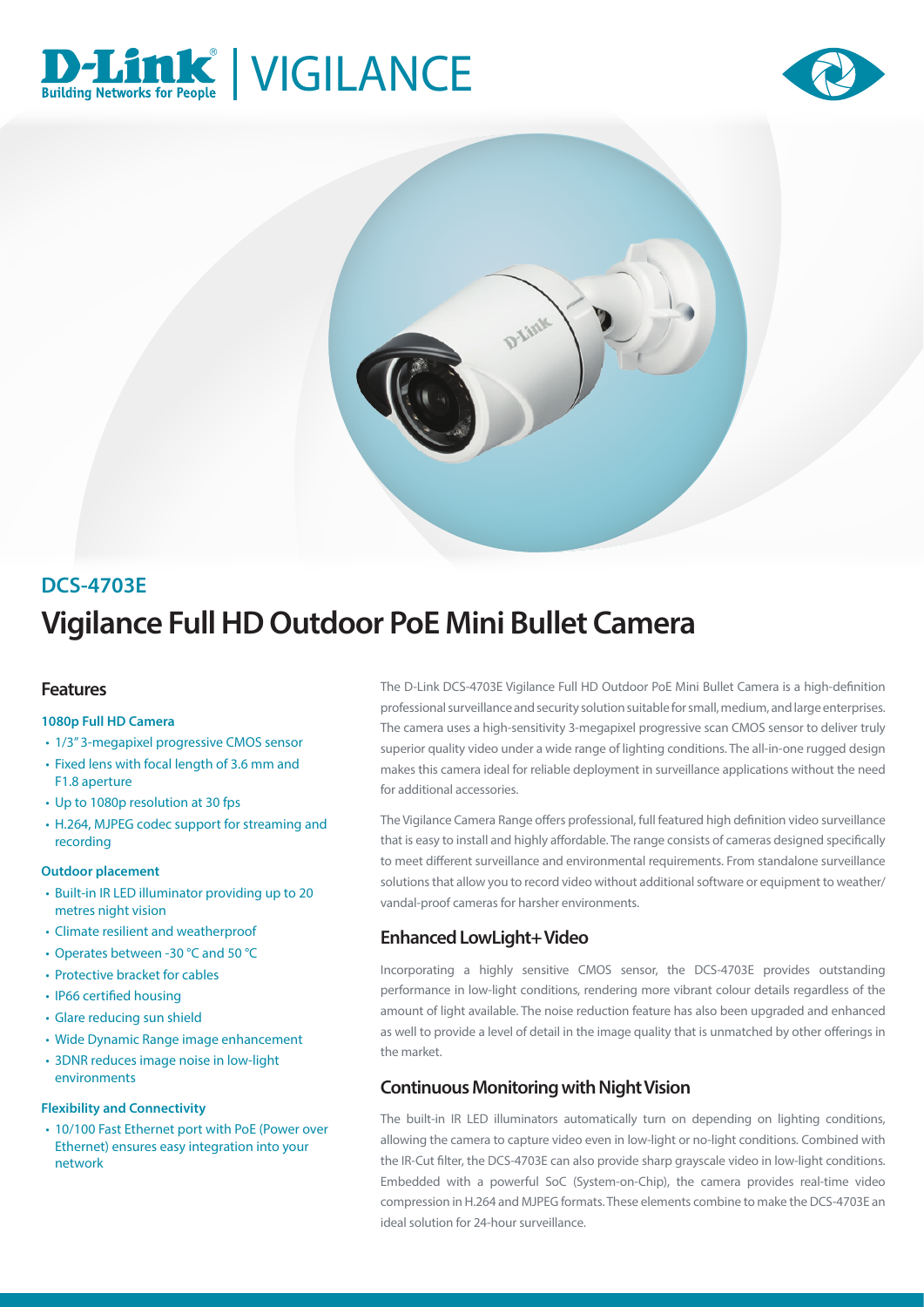# D-Link | VIGILANCE

## DCS-4703E

# Vigilance Full HD Outdoor PoE Mini Bullet Camera

## Features

**1080p Full HD Camera**

- 1/3" 3-megapixel progressive CMOS sensor
- Fixed lens with focal length of 3.6 mm and F1.8 aperture
- Up to 1080p resolution at 30 fps
- H.264, MJPEG codec support for streaming and recording

**Outdoor placement**

- Built-in IR LED illuminator providing up to 20 metres night vision
- Climate resilient and weatherproof
- Operates between -30 °C and 50 °C
- Protective bracket for cables
- IP66 certified housing
- Glare reducing sun shield
- Wide Dynamic Range image enhancement
- 3DNR reduces image noise in low-light environments

**Flexibility and Connectivity**

- 10/100 Fast Ethernet port with PoE (Power over Ethernet) ensures easy integration into your network

The D-Link DCS-4703E Vigilance Full HD Outdoor PoE Mini Bullet Camera is a high-definition professional surveillance and security solution suitable for small, medium, and large enterprises. The camera uses a high-sensitivity 3-megapixel progressive scan CMOS sensor to deliver truly superior quality video under a wide range of lighting conditions. The all-in-one rugged design makes this camera ideal for reliable deployment in surveillance applications without the need for additional accessories.

The Vigilance Camera Range offers professional, full featured high definition video surveillance that is easy to install and highly affordable. The range consists of cameras designed specifically to meet different surveillance and environmental requirements. From standalone surveillance solutions that allow you to record video without additional software or equipment to weather/vandal-proof cameras for harsher environments.

## Enhanced LowLight+ Video

Incorporating a highly sensitive CMOS sensor, the DCS-4703E provides outstanding performance in low-light conditions, rendering more vibrant colour details regardless of the amount of light available. The noise reduction feature has also been upgraded and enhanced as well to provide a level of detail in the image quality that is unmatched by other offerings in the market.

## Continuous Monitoring with Night Vision

The built-in IR LED illuminators automatically turn on depending on lighting conditions, allowing the camera to capture video even in low-light or no-light conditions. Combined with the IR-Cut filter, the DCS-4703E can also provide sharp grayscale video in low-light conditions. Embedded with a powerful SoC (System-on-Chip), the camera provides real-time video compression in H.264 and MJPEG formats. These elements combine to make the DCS-4703E an ideal solution for 24-hour surveillance.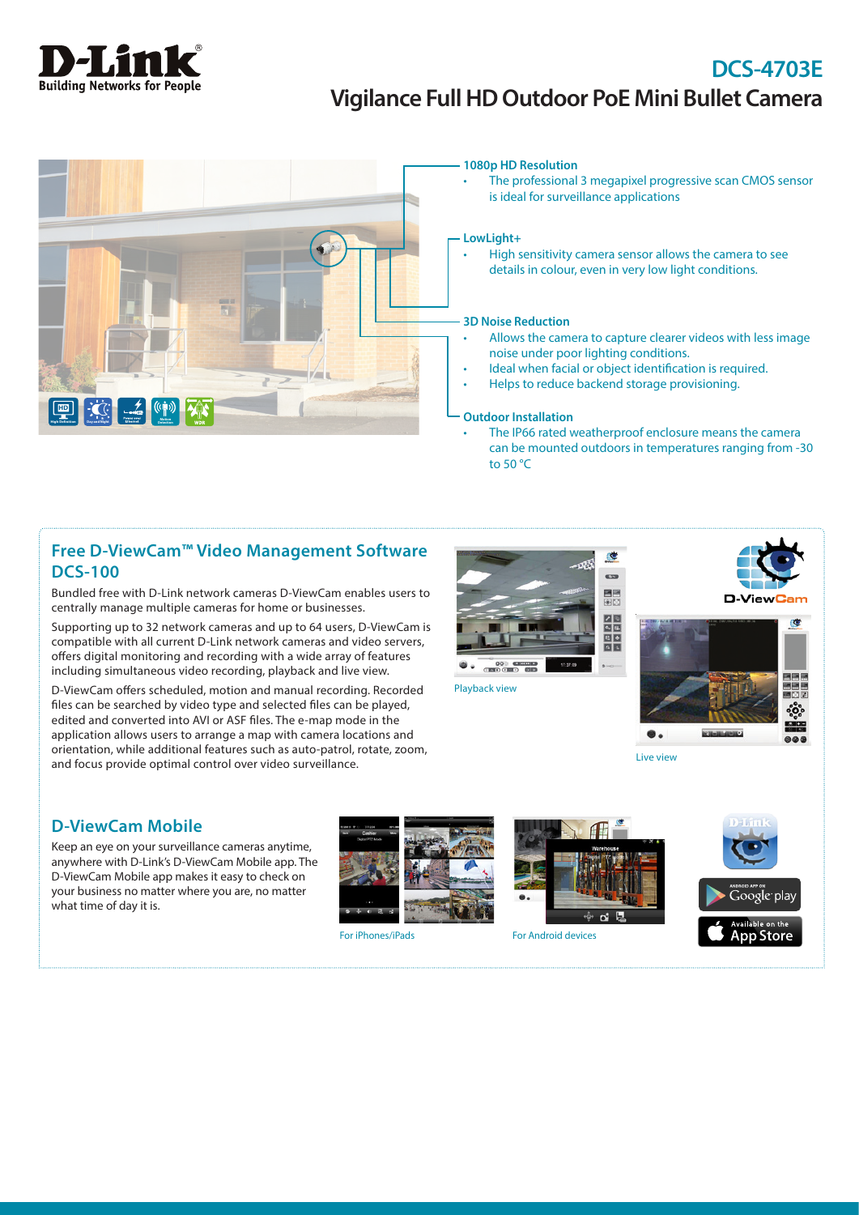# DCS-4703E

## Vigilance Full HD Outdoor PoE Mini Bullet Camera

### 1080p HD Resolution

- The professional 3 megapixel progressive scan CMOS sensor is ideal for surveillance applications

### LowLight+

- High sensitivity camera sensor allows the camera to see details in colour, even in very low light conditions.

### 3D Noise Reduction

- Allows the camera to capture clearer videos with less image noise under poor lighting conditions.
- Ideal when facial or object identification is required.
- Helps to reduce backend storage provisioning.

### Outdoor Installation

- The IP66 rated weatherproof enclosure means the camera can be mounted outdoors in temperatures ranging from -30 to 50 °C

## Free D-ViewCam™ Video Management Software DCS-100

Bundled free with D-Link network cameras D-ViewCam enables users to centrally manage multiple cameras for home or businesses.

Supporting up to 32 network cameras and up to 64 users, D-ViewCam is compatible with all current D-Link network cameras and video servers, offers digital monitoring and recording with a wide array of features including simultaneous video recording, playback and live view.

D-ViewCam offers scheduled, motion and manual recording. Recorded files can be searched by video type and selected files can be played, edited and converted into AVI or ASF files. The e-map mode in the application allows users to arrange a map with camera locations and orientation, while additional features such as auto-patrol, rotate, zoom, and focus provide optimal control over video surveillance.

Playback view

Live view

## D-ViewCam Mobile

Keep an eye on your surveillance cameras anytime, anywhere with D-Link's D-ViewCam Mobile app. The D-ViewCam Mobile app makes it easy to check on your business no matter where you are, no matter what time of day it is.

For iPhones/iPads

For Android devices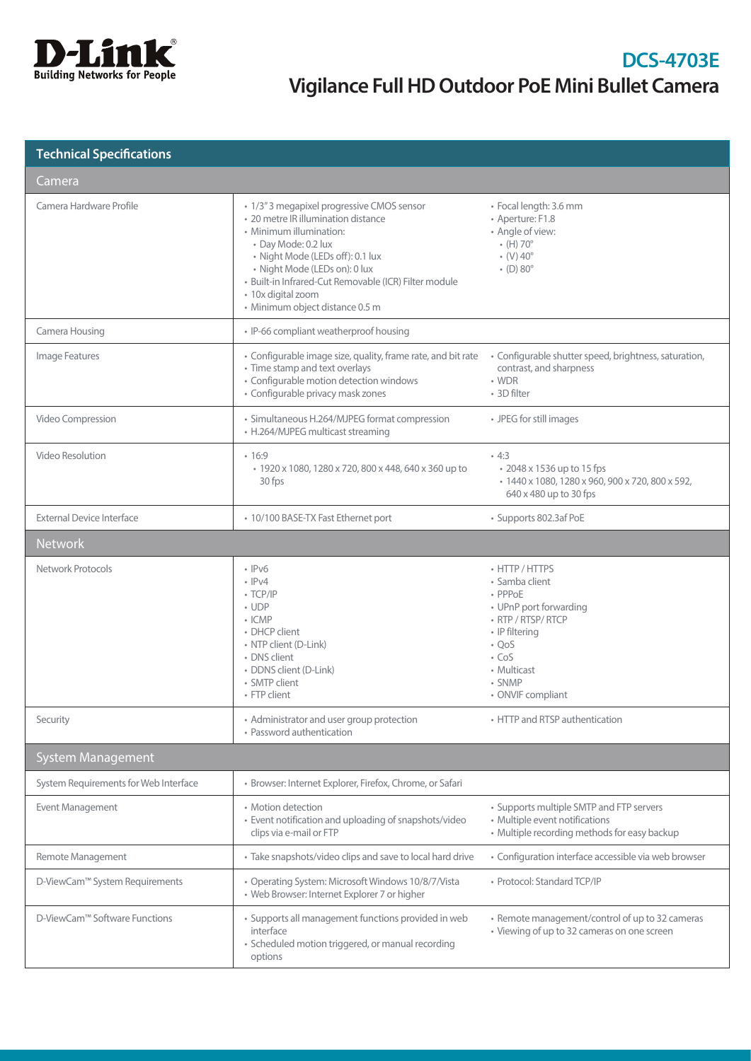# DCS-4703E

## Vigilance Full HD Outdoor PoE Mini Bullet Camera

| Technical Specifications | | |
|---|---|---|
| **Camera** | | |
| Camera Hardware Profile | • 1/3" 3 megapixel progressive CMOS sensor<br>• 20 metre IR illumination distance<br>• Minimum illumination:<br>  • Day Mode: 0.2 lux<br>  • Night Mode (LEDs off): 0.1 lux<br>  • Night Mode (LEDs on): 0 lux<br>• Built-in Infrared-Cut Removable (ICR) Filter module<br>• 10x digital zoom<br>• Minimum object distance 0.5 m | • Focal length: 3.6 mm<br>• Aperture: F1.8<br>• Angle of view:<br>  • (H) 70°<br>  • (V) 40°<br>  • (D) 80° |
| Camera Housing | • IP-66 compliant weatherproof housing | |
| Image Features | • Configurable image size, quality, frame rate, and bit rate<br>• Time stamp and text overlays<br>• Configurable motion detection windows<br>• Configurable privacy mask zones | • Configurable shutter speed, brightness, saturation, contrast, and sharpness<br>• WDR<br>• 3D filter |
| Video Compression | • Simultaneous H.264/MJPEG format compression<br>• H.264/MJPEG multicast streaming | • JPEG for still images |
| Video Resolution | • 16:9<br>  • 1920 x 1080, 1280 x 720, 800 x 448, 640 x 360 up to 30 fps | • 4:3<br>  • 2048 x 1536 up to 15 fps<br>  • 1440 x 1080, 1280 x 960, 900 x 720, 800 x 592, 640 x 480 up to 30 fps |
| External Device Interface | • 10/100 BASE-TX Fast Ethernet port | • Supports 802.3af PoE |
| **Network** | | |
| Network Protocols | • IPv6<br>• IPv4<br>• TCP/IP<br>• UDP<br>• ICMP<br>• DHCP client<br>• NTP client (D-Link)<br>• DNS client<br>• DDNS client (D-Link)<br>• SMTP client<br>• FTP client | • HTTP / HTTPS<br>• Samba client<br>• PPPoE<br>• UPnP port forwarding<br>• RTP / RTSP/ RTCP<br>• IP filtering<br>• QoS<br>• CoS<br>• Multicast<br>• SNMP<br>• ONVIF compliant |
| Security | • Administrator and user group protection<br>• Password authentication | • HTTP and RTSP authentication |
| **System Management** | | |
| System Requirements for Web Interface | • Browser: Internet Explorer, Firefox, Chrome, or Safari | |
| Event Management | • Motion detection<br>• Event notification and uploading of snapshots/video clips via e-mail or FTP | • Supports multiple SMTP and FTP servers<br>• Multiple event notifications<br>• Multiple recording methods for easy backup |
| Remote Management | • Take snapshots/video clips and save to local hard drive | • Configuration interface accessible via web browser |
| D-ViewCam™ System Requirements | • Operating System: Microsoft Windows 10/8/7/Vista<br>• Web Browser: Internet Explorer 7 or higher | • Protocol: Standard TCP/IP |
| D-ViewCam™ Software Functions | • Supports all management functions provided in web interface<br>• Scheduled motion triggered, or manual recording options | • Remote management/control of up to 32 cameras<br>• Viewing of up to 32 cameras on one screen |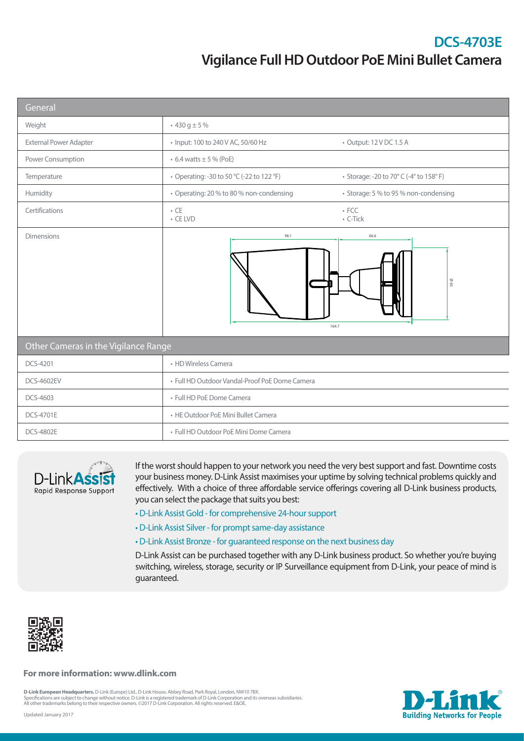# DCS-4703E

## Vigilance Full HD Outdoor PoE Mini Bullet Camera

| General | | |
|---|---|---|
| Weight | • 430 g ± 5 % | |
| External Power Adapter | • Input: 100 to 240 V AC, 50/60 Hz | • Output: 12 V DC 1.5 A |
| Power Consumption | • 6.4 watts ± 5 % (PoE) | |
| Temperature | • Operating: -30 to 50 °C (-22 to 122 °F) | • Storage: -20 to 70° C (-4° to 158° F) |
| Humidity | • Operating: 20 % to 80 % non-condensing | • Storage: 5 % to 95 % non-condensing |
| Certifications | • CE<br>• CE LVD | • FCC<br>• C-Tick |
| Dimensions | 98.1<br>66.6<br>164.7<br>Ø 65 | |

| Other Cameras in the Vigilance Range | |
|---|---|
| DCS-4201 | • HD Wireless Camera |
| DCS-4602EV | • Full HD Outdoor Vandal-Proof PoE Dome Camera |
| DCS-4603 | • Full HD PoE Dome Camera |
| DCS-4701E | • HE Outdoor PoE Mini Bullet Camera |
| DCS-4802E | • Full HD Outdoor PoE Mini Dome Camera |

D-Link Assist
Rapid Response Support

If the worst should happen to your network you need the very best support and fast. Downtime costs your business money. D-Link Assist maximises your uptime by solving technical problems quickly and effectively. With a choice of three affordable service offerings covering all D-Link business products, you can select the package that suits you best:

- D-Link Assist Gold - for comprehensive 24-hour support
- D-Link Assist Silver - for prompt same-day assistance
- D-Link Assist Bronze - for guaranteed response on the next business day

D-Link Assist can be purchased together with any D-Link business product. So whether you're buying switching, wireless, storage, security or IP Surveillance equipment from D-Link, your peace of mind is guaranteed.

**For more information: www.dlink.com**

**D-Link European Headquarters.** D-Link (Europe) Ltd., D-Link House, Abbey Road, Park Royal, London, NW10 7BX.
Specifications are subject to change without notice. D-Link is a registered trademark of D-Link Corporation and its overseas subsidiaries.
All other trademarks belong to their respective owners. ©2017 D-Link Corporation. All rights reserved. E&OE.

Updated January 2017

D-Link
Building Networks for People